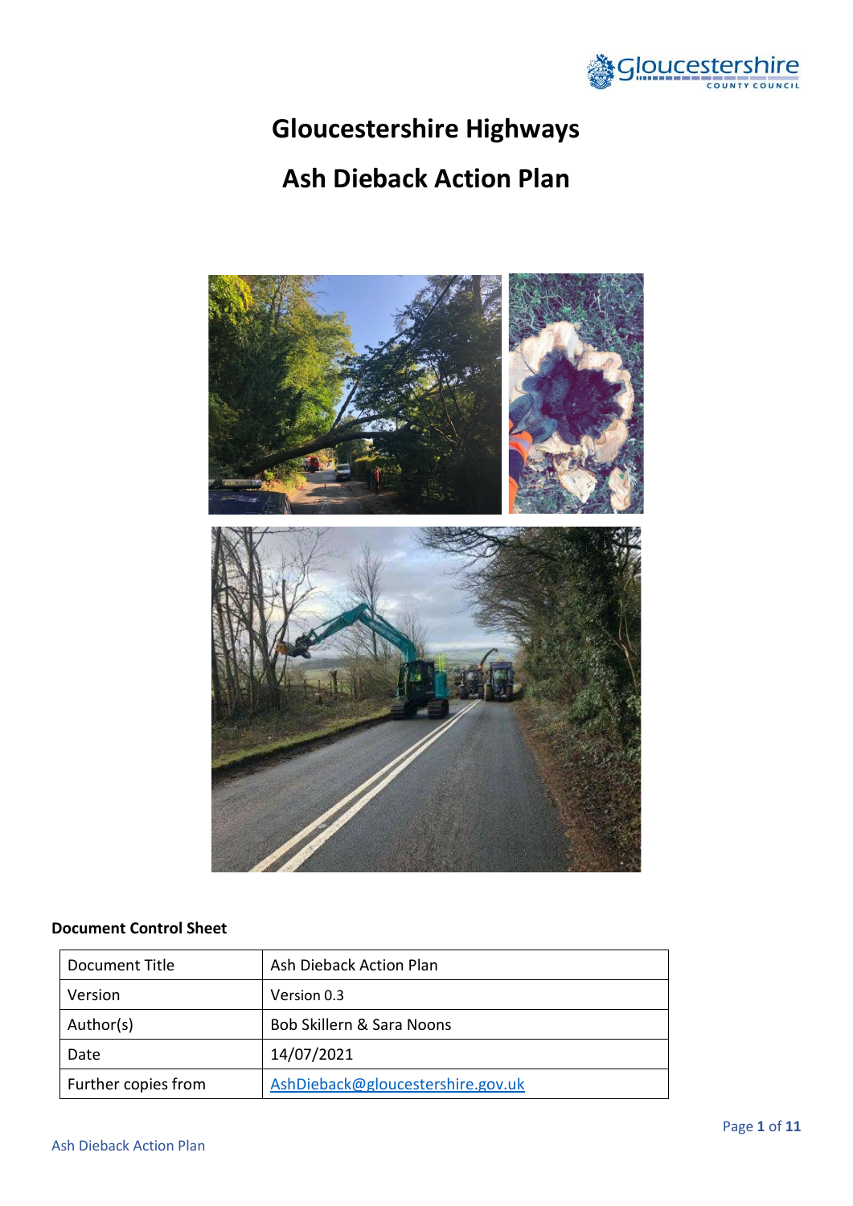# Gloucestershire Highways

# Ash Dieback Action Plan

**Document Control Sheet**

| Document Title | Ash Dieback Action Plan |
| --- | --- |
| Version | Version 0.3 |
| Author(s) | Bob Skillern & Sara Noons |
| Date | 14/07/2021 |
| Further copies from | AshDieback@gloucestershire.gov.uk |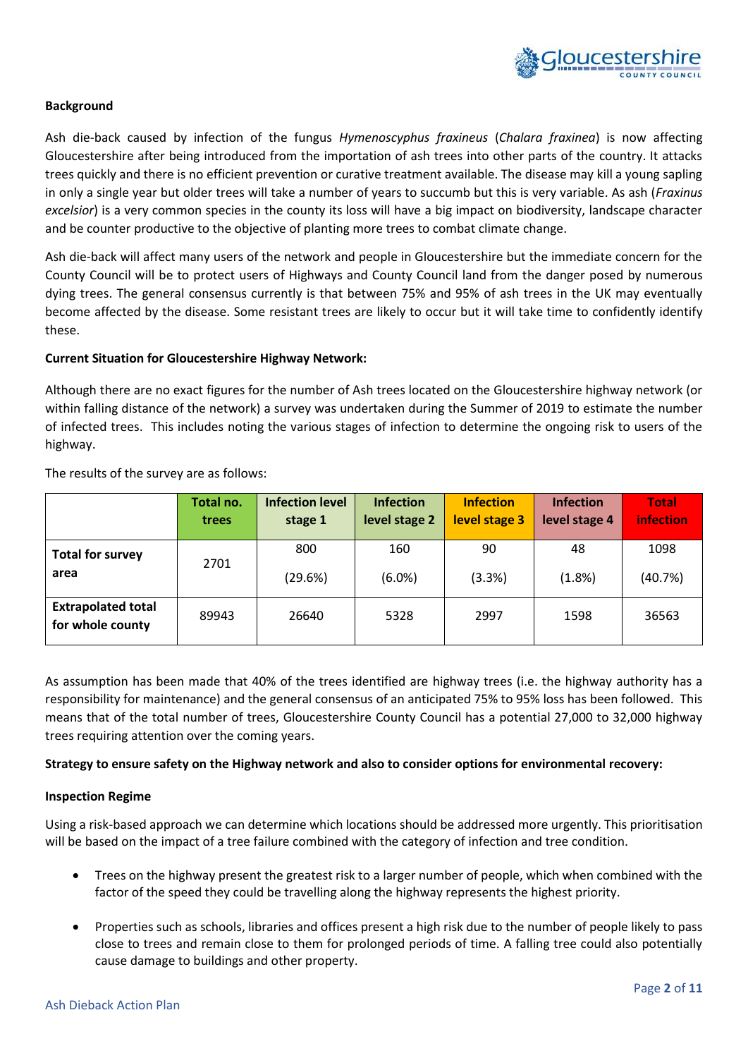**Background**

Ash die-back caused by infection of the fungus *Hymenoscyphus fraxineus* (*Chalara fraxinea*) is now affecting Gloucestershire after being introduced from the importation of ash trees into other parts of the country. It attacks trees quickly and there is no efficient prevention or curative treatment available. The disease may kill a young sapling in only a single year but older trees will take a number of years to succumb but this is very variable. As ash (*Fraxinus excelsior*) is a very common species in the county its loss will have a big impact on biodiversity, landscape character and be counter productive to the objective of planting more trees to combat climate change.

Ash die-back will affect many users of the network and people in Gloucestershire but the immediate concern for the County Council will be to protect users of Highways and County Council land from the danger posed by numerous dying trees. The general consensus currently is that between 75% and 95% of ash trees in the UK may eventually become affected by the disease. Some resistant trees are likely to occur but it will take time to confidently identify these.

**Current Situation for Gloucestershire Highway Network:**

Although there are no exact figures for the number of Ash trees located on the Gloucestershire highway network (or within falling distance of the network) a survey was undertaken during the Summer of 2019 to estimate the number of infected trees. This includes noting the various stages of infection to determine the ongoing risk to users of the highway.

The results of the survey are as follows:

| | Total no. trees | Infection level stage 1 | Infection level stage 2 | Infection level stage 3 | Infection level stage 4 | Total infection |
|---|---|---|---|---|---|---|
| **Total for survey area** | 2701 | 800 (29.6%) | 160 (6.0%) | 90 (3.3%) | 48 (1.8%) | 1098 (40.7%) |
| **Extrapolated total for whole county** | 89943 | 26640 | 5328 | 2997 | 1598 | 36563 |

As assumption has been made that 40% of the trees identified are highway trees (i.e. the highway authority has a responsibility for maintenance) and the general consensus of an anticipated 75% to 95% loss has been followed. This means that of the total number of trees, Gloucestershire County Council has a potential 27,000 to 32,000 highway trees requiring attention over the coming years.

**Strategy to ensure safety on the Highway network and also to consider options for environmental recovery:**

**Inspection Regime**

Using a risk-based approach we can determine which locations should be addressed more urgently. This prioritisation will be based on the impact of a tree failure combined with the category of infection and tree condition.

- Trees on the highway present the greatest risk to a larger number of people, which when combined with the factor of the speed they could be travelling along the highway represents the highest priority.
- Properties such as schools, libraries and offices present a high risk due to the number of people likely to pass close to trees and remain close to them for prolonged periods of time. A falling tree could also potentially cause damage to buildings and other property.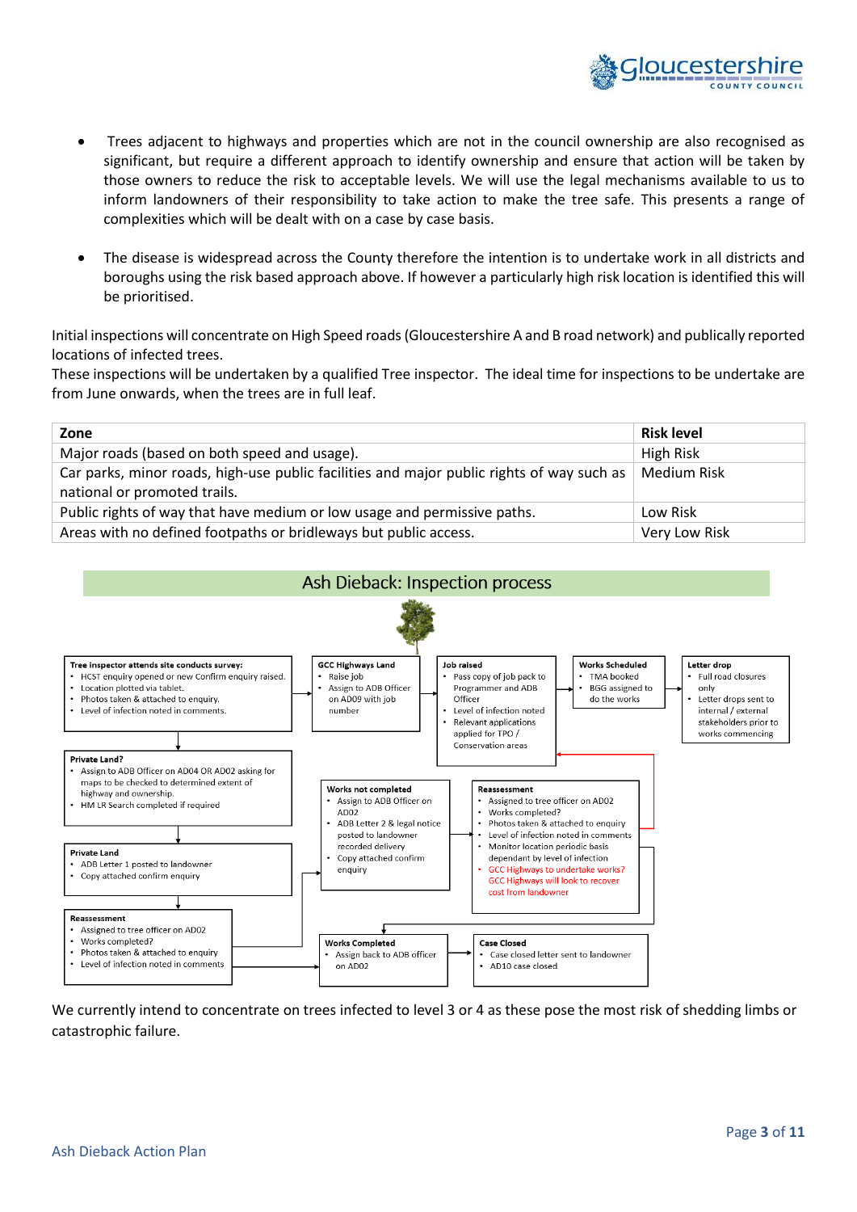- Trees adjacent to highways and properties which are not in the council ownership are also recognised as significant, but require a different approach to identify ownership and ensure that action will be taken by those owners to reduce the risk to acceptable levels. We will use the legal mechanisms available to us to inform landowners of their responsibility to take action to make the tree safe. This presents a range of complexities which will be dealt with on a case by case basis.

- The disease is widespread across the County therefore the intention is to undertake work in all districts and boroughs using the risk based approach above. If however a particularly high risk location is identified this will be prioritised.

Initial inspections will concentrate on High Speed roads (Gloucestershire A and B road network) and publically reported locations of infected trees.
These inspections will be undertaken by a qualified Tree inspector. The ideal time for inspections to be undertake are from June onwards, when the trees are in full leaf.

| Zone | Risk level |
|---|---|
| Major roads (based on both speed and usage). | High Risk |
| Car parks, minor roads, high-use public facilities and major public rights of way such as national or promoted trails. | Medium Risk |
| Public rights of way that have medium or low usage and permissive paths. | Low Risk |
| Areas with no defined footpaths or bridleways but public access. | Very Low Risk |

## Ash Dieback: Inspection process

**Tree inspector attends site conducts survey:**
- HCST enquiry opened or new Confirm enquiry raised.
- Location plotted via tablet.
- Photos taken & attached to enquiry.
- Level of infection noted in comments.

**GCC Highways Land**
- Raise job
- Assign to ADB Officer on AD09 with job number

**Job raised**
- Pass copy of job pack to Programmer and ADB Officer
- Level of infection noted
- Relevant applications applied for TPO / Conservation areas

**Works Scheduled**
- TMA booked
- BGG assigned to do the works

**Letter drop**
- Full road closures only
- Letter drops sent to internal / external stakeholders prior to works commencing

**Private Land?**
- Assign to ADB Officer on AD04 OR AD02 asking for maps to be checked to determined extent of highway and ownership.
- HM LR Search completed if required

**Private Land**
- ADB Letter 1 posted to landowner
- Copy attached confirm enquiry

**Reassessment**
- Assigned to tree officer on AD02
- Works completed?
- Photos taken & attached to enquiry
- Level of infection noted in comments

**Works not completed**
- Assign to ADB Officer on AD02
- ADB Letter 2 & legal notice posted to landowner recorded delivery
- Copy attached confirm enquiry

**Reassessment**
- Assigned to tree officer on AD02
- Works completed?
- Photos taken & attached to enquiry
- Level of infection noted in comments
- Monitor location periodic basis dependant by level of infection
- GCC Highways to undertake works? GCC Highways will look to recover cost from landowner

**Works Completed**
- Assign back to ADB officer on AD02

**Case Closed**
- Case closed letter sent to landowner
- AD10 case closed

We currently intend to concentrate on trees infected to level 3 or 4 as these pose the most risk of shedding limbs or catastrophic failure.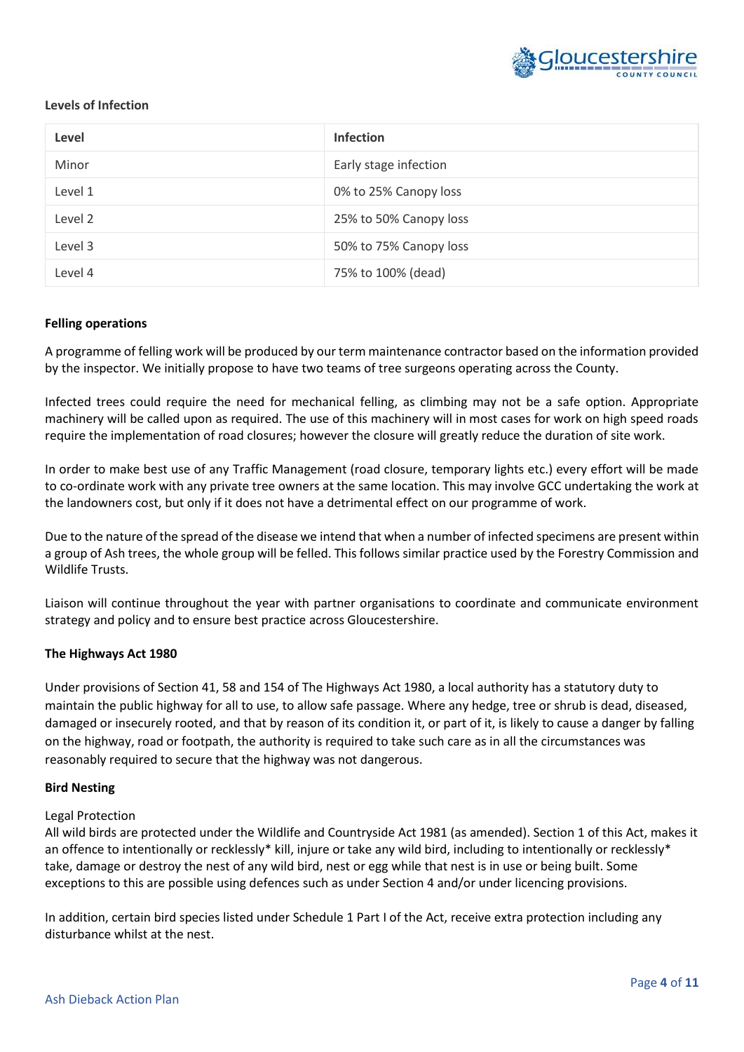**Levels of Infection**

| Level | Infection |
|---|---|
| Minor | Early stage infection |
| Level 1 | 0% to 25% Canopy loss |
| Level 2 | 25% to 50% Canopy loss |
| Level 3 | 50% to 75% Canopy loss |
| Level 4 | 75% to 100% (dead) |

**Felling operations**

A programme of felling work will be produced by our term maintenance contractor based on the information provided by the inspector. We initially propose to have two teams of tree surgeons operating across the County.

Infected trees could require the need for mechanical felling, as climbing may not be a safe option. Appropriate machinery will be called upon as required. The use of this machinery will in most cases for work on high speed roads require the implementation of road closures; however the closure will greatly reduce the duration of site work.

In order to make best use of any Traffic Management (road closure, temporary lights etc.) every effort will be made to co-ordinate work with any private tree owners at the same location. This may involve GCC undertaking the work at the landowners cost, but only if it does not have a detrimental effect on our programme of work.

Due to the nature of the spread of the disease we intend that when a number of infected specimens are present within a group of Ash trees, the whole group will be felled. This follows similar practice used by the Forestry Commission and Wildlife Trusts.

Liaison will continue throughout the year with partner organisations to coordinate and communicate environment strategy and policy and to ensure best practice across Gloucestershire.

**The Highways Act 1980**

Under provisions of Section 41, 58 and 154 of The Highways Act 1980, a local authority has a statutory duty to maintain the public highway for all to use, to allow safe passage. Where any hedge, tree or shrub is dead, diseased, damaged or insecurely rooted, and that by reason of its condition it, or part of it, is likely to cause a danger by falling on the highway, road or footpath, the authority is required to take such care as in all the circumstances was reasonably required to secure that the highway was not dangerous.

**Bird Nesting**

Legal Protection
All wild birds are protected under the Wildlife and Countryside Act 1981 (as amended). Section 1 of this Act, makes it an offence to intentionally or recklessly* kill, injure or take any wild bird, including to intentionally or recklessly* take, damage or destroy the nest of any wild bird, nest or egg while that nest is in use or being built. Some exceptions to this are possible using defences such as under Section 4 and/or under licencing provisions.

In addition, certain bird species listed under Schedule 1 Part I of the Act, receive extra protection including any disturbance whilst at the nest.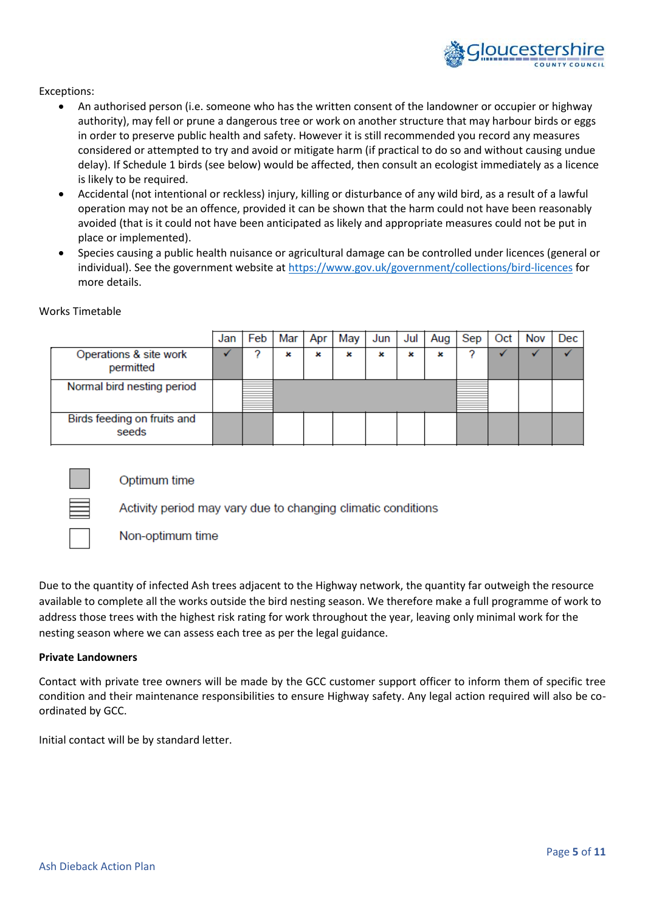Exceptions:

- An authorised person (i.e. someone who has the written consent of the landowner or occupier or highway authority), may fell or prune a dangerous tree or work on another structure that may harbour birds or eggs in order to preserve public health and safety. However it is still recommended you record any measures considered or attempted to try and avoid or mitigate harm (if practical to do so and without causing undue delay). If Schedule 1 birds (see below) would be affected, then consult an ecologist immediately as a licence is likely to be required.
- Accidental (not intentional or reckless) injury, killing or disturbance of any wild bird, as a result of a lawful operation may not be an offence, provided it can be shown that the harm could not have been reasonably avoided (that is it could not have been anticipated as likely and appropriate measures could not be put in place or implemented).
- Species causing a public health nuisance or agricultural damage can be controlled under licences (general or individual). See the government website at https://www.gov.uk/government/collections/bird-licences for more details.

Works Timetable

| | Jan | Feb | Mar | Apr | May | Jun | Jul | Aug | Sep | Oct | Nov | Dec |
|---|---|---|---|---|---|---|---|---|---|---|---|---|
| Operations & site work permitted | ✓ (Optimum time) | ? | × | × | × | × | × | × | ? | ✓ (Optimum time) | ✓ (Optimum time) | ✓ (Optimum time) |
| Normal bird nesting period | Non-optimum time | Activity period may vary due to changing climatic conditions | Optimum time | Optimum time | Optimum time | Optimum time | Optimum time | Optimum time | Activity period may vary due to changing climatic conditions | Non-optimum time | Non-optimum time | Non-optimum time |
| Birds feeding on fruits and seeds | Optimum time | Optimum time | Non-optimum time | Non-optimum time | Non-optimum time | Non-optimum time | Non-optimum time | Non-optimum time | Optimum time | Optimum time | Optimum time | Optimum time |

Key:
- Optimum time
- Activity period may vary due to changing climatic conditions
- Non-optimum time

Due to the quantity of infected Ash trees adjacent to the Highway network, the quantity far outweigh the resource available to complete all the works outside the bird nesting season. We therefore make a full programme of work to address those trees with the highest risk rating for work throughout the year, leaving only minimal work for the nesting season where we can assess each tree as per the legal guidance.

**Private Landowners**

Contact with private tree owners will be made by the GCC customer support officer to inform them of specific tree condition and their maintenance responsibilities to ensure Highway safety. Any legal action required will also be co-ordinated by GCC.

Initial contact will be by standard letter.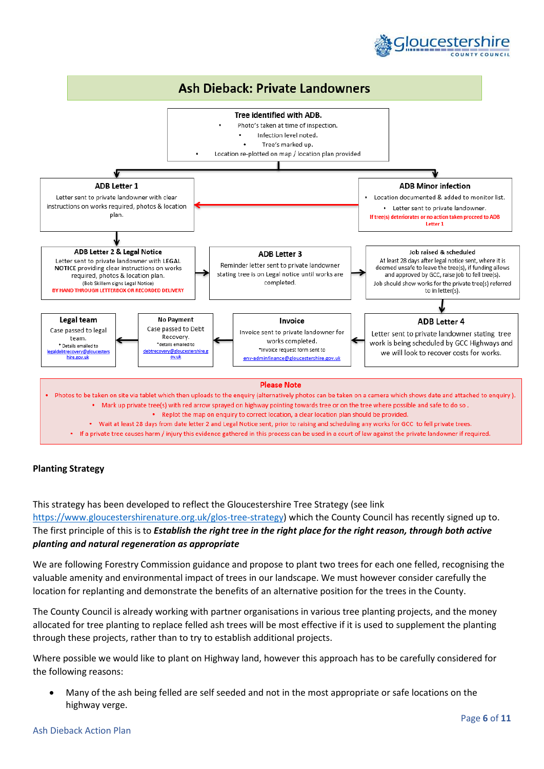# Ash Dieback: Private Landowners

**Tree identified with ADB.**

- Photo's taken at time of inspection.
- Infection level noted.
- Tree's marked up.
- Location re-plotted on map / location plan provided

**ADB Letter 1**

Letter sent to private landowner with clear instructions on works required, photos & location plan.

**ADB Minor infection**

- Location documented & added to monitor list.
- Letter sent to private landowner.

If tree(s) deteriorates or no action taken proceed to ADB Letter 1

**ADB Letter 2 & Legal Notice**

Letter sent to private landowner with LEGAL NOTICE providing clear instructions on works required, photos & location plan.

(Bob Skillern signs Legal Notice)

BY HAND THROUGH LETTERBOX OR RECORDED DELIVERY

**ADB Letter 3**

Reminder letter sent to private landowner stating tree is on Legal notice until works are completed.

**Job raised & scheduled**

At least 28 days after legal notice sent, where it is deemed unsafe to leave the tree(s), if funding allows and approved by GCC, raise job to fell tree(s).

Job should show works for the private tree(s) referred to in letter(s).

**ADB Letter 4**

Letter sent to private landowner stating tree work is being scheduled by GCC Highways and we will look to recover costs for works.

**Invoice**

Invoice sent to private landowner for works completed.

*Invoice request form sent to env-adminfinance@gloucestershire.gov.uk

**No Payment**

Case passed to Debt Recovery.

*details emailed to debtrecovery@gloucestershire.gov.uk

**Legal team**

Case passed to legal team.

* Details emailed to legaldebtrecovery@gloucestershire.gov.uk

**Please Note**

- Photos to be taken on site via tablet which then uploads to the enquiry (alternatively photos can be taken on a camera which shows date and attached to enquiry).
- Mark up private tree(s) with red arrow sprayed on highway pointing towards tree or on the tree where possible and safe to do so.
- Replot the map on enquiry to correct location, a clear location plan should be provided.
- Wait at least 28 days from date letter 2 and Legal Notice sent, prior to raising and scheduling any works for GCC to fell private trees.
- If a private tree causes harm / injury this evidence gathered in this process can be used in a court of law against the private landowner if required.

## Planting Strategy

This strategy has been developed to reflect the Gloucestershire Tree Strategy (see link https://www.gloucestershirenature.org.uk/glos-tree-strategy) which the County Council has recently signed up to. The first principle of this is to ***Establish the right tree in the right place for the right reason, through both active planting and natural regeneration as appropriate***

We are following Forestry Commission guidance and propose to plant two trees for each one felled, recognising the valuable amenity and environmental impact of trees in our landscape. We must however consider carefully the location for replanting and demonstrate the benefits of an alternative position for the trees in the County.

The County Council is already working with partner organisations in various tree planting projects, and the money allocated for tree planting to replace felled ash trees will be most effective if it is used to supplement the planting through these projects, rather than to try to establish additional projects.

Where possible we would like to plant on Highway land, however this approach has to be carefully considered for the following reasons:

- Many of the ash being felled are self seeded and not in the most appropriate or safe locations on the highway verge.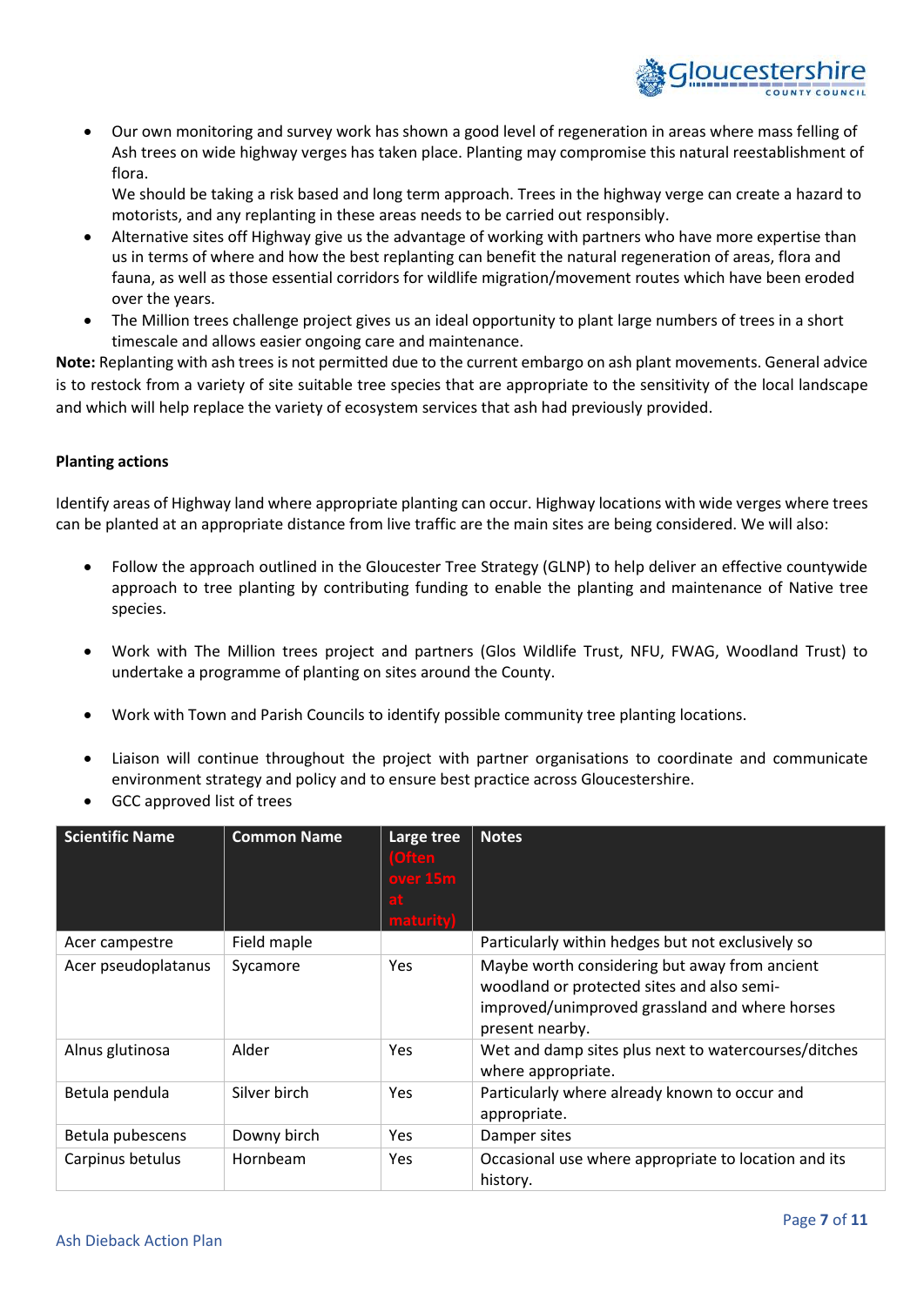- Our own monitoring and survey work has shown a good level of regeneration in areas where mass felling of Ash trees on wide highway verges has taken place. Planting may compromise this natural reestablishment of flora.
  We should be taking a risk based and long term approach. Trees in the highway verge can create a hazard to motorists, and any replanting in these areas needs to be carried out responsibly.
- Alternative sites off Highway give us the advantage of working with partners who have more expertise than us in terms of where and how the best replanting can benefit the natural regeneration of areas, flora and fauna, as well as those essential corridors for wildlife migration/movement routes which have been eroded over the years.
- The Million trees challenge project gives us an ideal opportunity to plant large numbers of trees in a short timescale and allows easier ongoing care and maintenance.

**Note:** Replanting with ash trees is not permitted due to the current embargo on ash plant movements. General advice is to restock from a variety of site suitable tree species that are appropriate to the sensitivity of the local landscape and which will help replace the variety of ecosystem services that ash had previously provided.

**Planting actions**

Identify areas of Highway land where appropriate planting can occur. Highway locations with wide verges where trees can be planted at an appropriate distance from live traffic are the main sites are being considered. We will also:

- Follow the approach outlined in the Gloucester Tree Strategy (GLNP) to help deliver an effective countywide approach to tree planting by contributing funding to enable the planting and maintenance of Native tree species.

- Work with The Million trees project and partners (Glos Wildlife Trust, NFU, FWAG, Woodland Trust) to undertake a programme of planting on sites around the County.

- Work with Town and Parish Councils to identify possible community tree planting locations.

- Liaison will continue throughout the project with partner organisations to coordinate and communicate environment strategy and policy and to ensure best practice across Gloucestershire.
- GCC approved list of trees

| Scientific Name | Common Name | Large tree (Often over 15m at maturity) | Notes |
|---|---|---|---|
| Acer campestre | Field maple | | Particularly within hedges but not exclusively so |
| Acer pseudoplatanus | Sycamore | Yes | Maybe worth considering but away from ancient woodland or protected sites and also semi-improved/unimproved grassland and where horses present nearby. |
| Alnus glutinosa | Alder | Yes | Wet and damp sites plus next to watercourses/ditches where appropriate. |
| Betula pendula | Silver birch | Yes | Particularly where already known to occur and appropriate. |
| Betula pubescens | Downy birch | Yes | Damper sites |
| Carpinus betulus | Hornbeam | Yes | Occasional use where appropriate to location and its history. |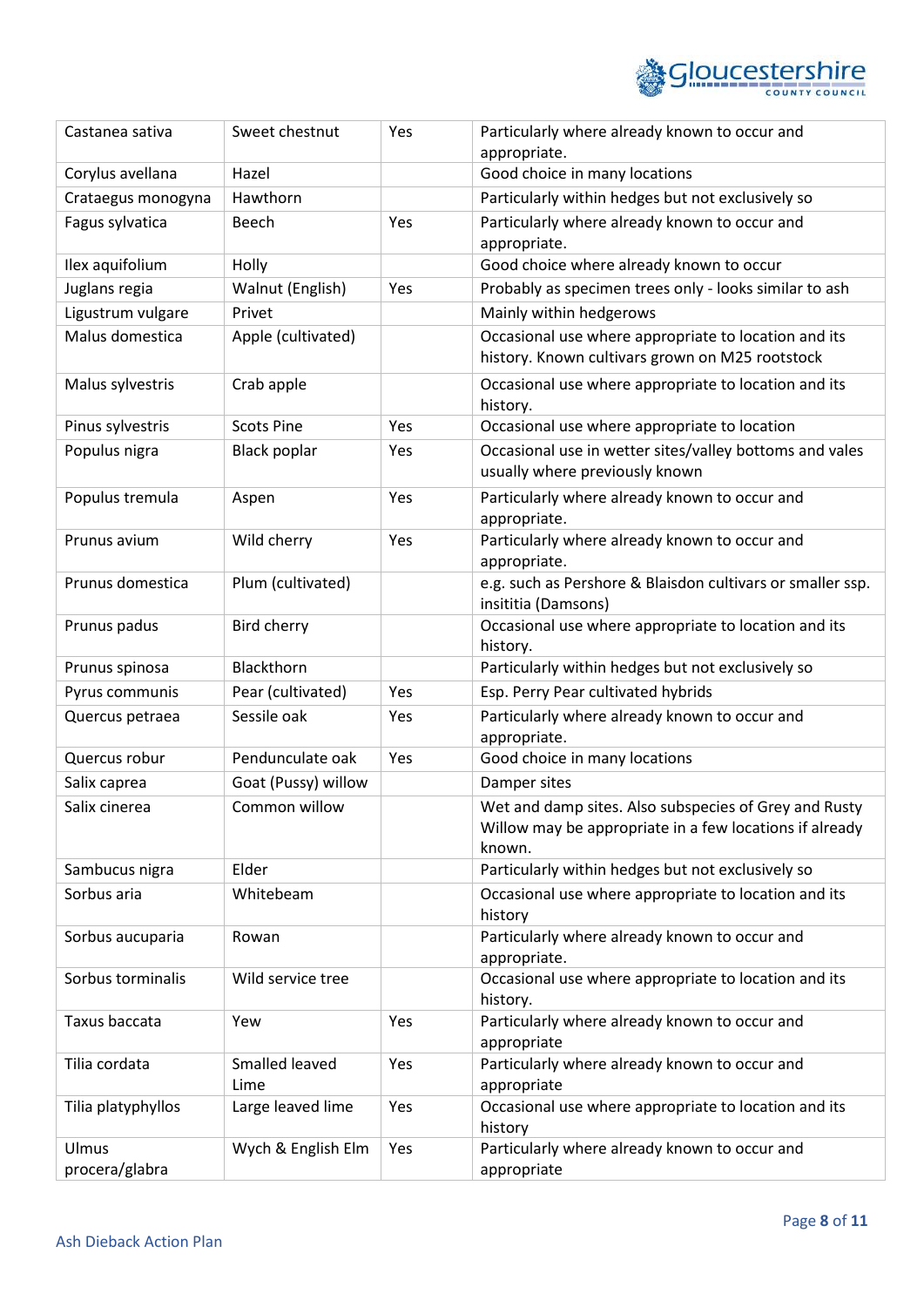| Castanea sativa | Sweet chestnut | Yes | Particularly where already known to occur and appropriate. |
|---|---|---|---|
| Corylus avellana | Hazel | | Good choice in many locations |
| Crataegus monogyna | Hawthorn | | Particularly within hedges but not exclusively so |
| Fagus sylvatica | Beech | Yes | Particularly where already known to occur and appropriate. |
| Ilex aquifolium | Holly | | Good choice where already known to occur |
| Juglans regia | Walnut (English) | Yes | Probably as specimen trees only - looks similar to ash |
| Ligustrum vulgare | Privet | | Mainly within hedgerows |
| Malus domestica | Apple (cultivated) | | Occasional use where appropriate to location and its history. Known cultivars grown on M25 rootstock |
| Malus sylvestris | Crab apple | | Occasional use where appropriate to location and its history. |
| Pinus sylvestris | Scots Pine | Yes | Occasional use where appropriate to location |
| Populus nigra | Black poplar | Yes | Occasional use in wetter sites/valley bottoms and vales usually where previously known |
| Populus tremula | Aspen | Yes | Particularly where already known to occur and appropriate. |
| Prunus avium | Wild cherry | Yes | Particularly where already known to occur and appropriate. |
| Prunus domestica | Plum (cultivated) | | e.g. such as Pershore & Blaisdon cultivars or smaller ssp. insititia (Damsons) |
| Prunus padus | Bird cherry | | Occasional use where appropriate to location and its history. |
| Prunus spinosa | Blackthorn | | Particularly within hedges but not exclusively so |
| Pyrus communis | Pear (cultivated) | Yes | Esp. Perry Pear cultivated hybrids |
| Quercus petraea | Sessile oak | Yes | Particularly where already known to occur and appropriate. |
| Quercus robur | Penduncculate oak | Yes | Good choice in many locations |
| Salix caprea | Goat (Pussy) willow | | Damper sites |
| Salix cinerea | Common willow | | Wet and damp sites. Also subspecies of Grey and Rusty Willow may be appropriate in a few locations if already known. |
| Sambucus nigra | Elder | | Particularly within hedges but not exclusively so |
| Sorbus aria | Whitebeam | | Occasional use where appropriate to location and its history |
| Sorbus aucuparia | Rowan | | Particularly where already known to occur and appropriate. |
| Sorbus torminalis | Wild service tree | | Occasional use where appropriate to location and its history. |
| Taxus baccata | Yew | Yes | Particularly where already known to occur and appropriate |
| Tilia cordata | Smalled leaved Lime | Yes | Particularly where already known to occur and appropriate |
| Tilia platyphyllos | Large leaved lime | Yes | Occasional use where appropriate to location and its history |
| Ulmus procera/glabra | Wych & English Elm | Yes | Particularly where already known to occur and appropriate |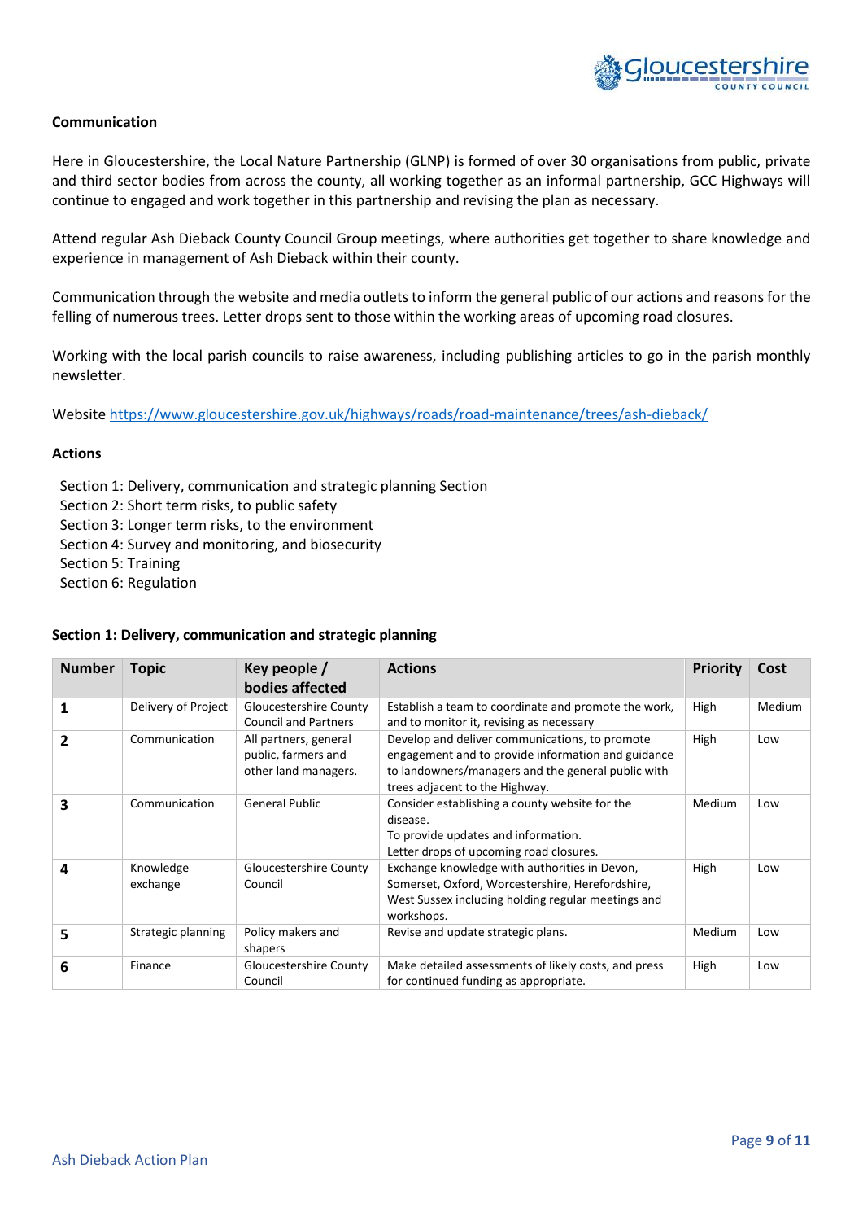**Communication**

Here in Gloucestershire, the Local Nature Partnership (GLNP) is formed of over 30 organisations from public, private and third sector bodies from across the county, all working together as an informal partnership, GCC Highways will continue to engaged and work together in this partnership and revising the plan as necessary.

Attend regular Ash Dieback County Council Group meetings, where authorities get together to share knowledge and experience in management of Ash Dieback within their county.

Communication through the website and media outlets to inform the general public of our actions and reasons for the felling of numerous trees. Letter drops sent to those within the working areas of upcoming road closures.

Working with the local parish councils to raise awareness, including publishing articles to go in the parish monthly newsletter.

Website https://www.gloucestershire.gov.uk/highways/roads/road-maintenance/trees/ash-dieback/

**Actions**

Section 1: Delivery, communication and strategic planning Section
Section 2: Short term risks, to public safety
Section 3: Longer term risks, to the environment
Section 4: Survey and monitoring, and biosecurity
Section 5: Training
Section 6: Regulation

**Section 1: Delivery, communication and strategic planning**

| Number | Topic | Key people / bodies affected | Actions | Priority | Cost |
|---|---|---|---|---|---|
| **1** | Delivery of Project | Gloucestershire County Council and Partners | Establish a team to coordinate and promote the work, and to monitor it, revising as necessary | High | Medium |
| **2** | Communication | All partners, general public, farmers and other land managers. | Develop and deliver communications, to promote engagement and to provide information and guidance to landowners/managers and the general public with trees adjacent to the Highway. | High | Low |
| **3** | Communication | General Public | Consider establishing a county website for the disease. To provide updates and information. Letter drops of upcoming road closures. | Medium | Low |
| **4** | Knowledge exchange | Gloucestershire County Council | Exchange knowledge with authorities in Devon, Somerset, Oxford, Worcestershire, Herefordshire, West Sussex including holding regular meetings and workshops. | High | Low |
| **5** | Strategic planning | Policy makers and shapers | Revise and update strategic plans. | Medium | Low |
| **6** | Finance | Gloucestershire County Council | Make detailed assessments of likely costs, and press for continued funding as appropriate. | High | Low |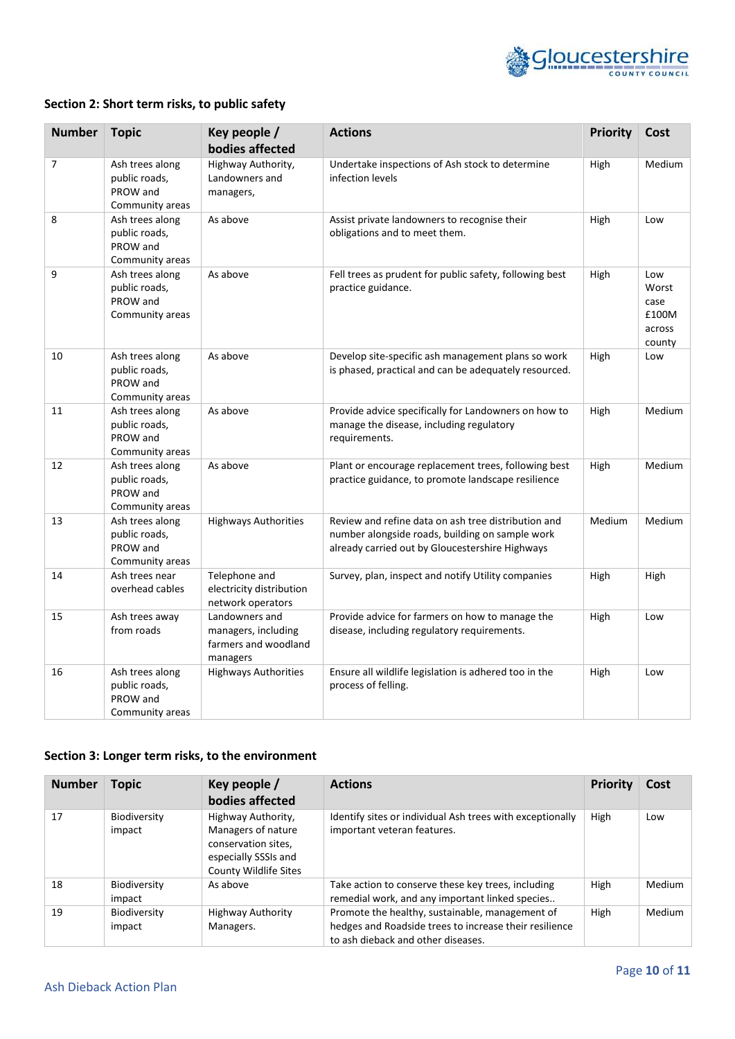## Section 2: Short term risks, to public safety

| Number | Topic | Key people / bodies affected | Actions | Priority | Cost |
|---|---|---|---|---|---|
| 7 | Ash trees along public roads, PROW and Community areas | Highway Authority, Landowners and managers, | Undertake inspections of Ash stock to determine infection levels | High | Medium |
| 8 | Ash trees along public roads, PROW and Community areas | As above | Assist private landowners to recognise their obligations and to meet them. | High | Low |
| 9 | Ash trees along public roads, PROW and Community areas | As above | Fell trees as prudent for public safety, following best practice guidance. | High | Low Worst case £100M across county |
| 10 | Ash trees along public roads, PROW and Community areas | As above | Develop site-specific ash management plans so work is phased, practical and can be adequately resourced. | High | Low |
| 11 | Ash trees along public roads, PROW and Community areas | As above | Provide advice specifically for Landowners on how to manage the disease, including regulatory requirements. | High | Medium |
| 12 | Ash trees along public roads, PROW and Community areas | As above | Plant or encourage replacement trees, following best practice guidance, to promote landscape resilience | High | Medium |
| 13 | Ash trees along public roads, PROW and Community areas | Highways Authorities | Review and refine data on ash tree distribution and number alongside roads, building on sample work already carried out by Gloucestershire Highways | Medium | Medium |
| 14 | Ash trees near overhead cables | Telephone and electricity distribution network operators | Survey, plan, inspect and notify Utility companies | High | High |
| 15 | Ash trees away from roads | Landowners and managers, including farmers and woodland managers | Provide advice for farmers on how to manage the disease, including regulatory requirements. | High | Low |
| 16 | Ash trees along public roads, PROW and Community areas | Highways Authorities | Ensure all wildlife legislation is adhered too in the process of felling. | High | Low |

## Section 3: Longer term risks, to the environment

| Number | Topic | Key people / bodies affected | Actions | Priority | Cost |
|---|---|---|---|---|---|
| 17 | Biodiversity impact | Highway Authority, Managers of nature conservation sites, especially SSSIs and County Wildlife Sites | Identify sites or individual Ash trees with exceptionally important veteran features. | High | Low |
| 18 | Biodiversity impact | As above | Take action to conserve these key trees, including remedial work, and any important linked species.. | High | Medium |
| 19 | Biodiversity impact | Highway Authority Managers. | Promote the healthy, sustainable, management of hedges and Roadside trees to increase their resilience to ash dieback and other diseases. | High | Medium |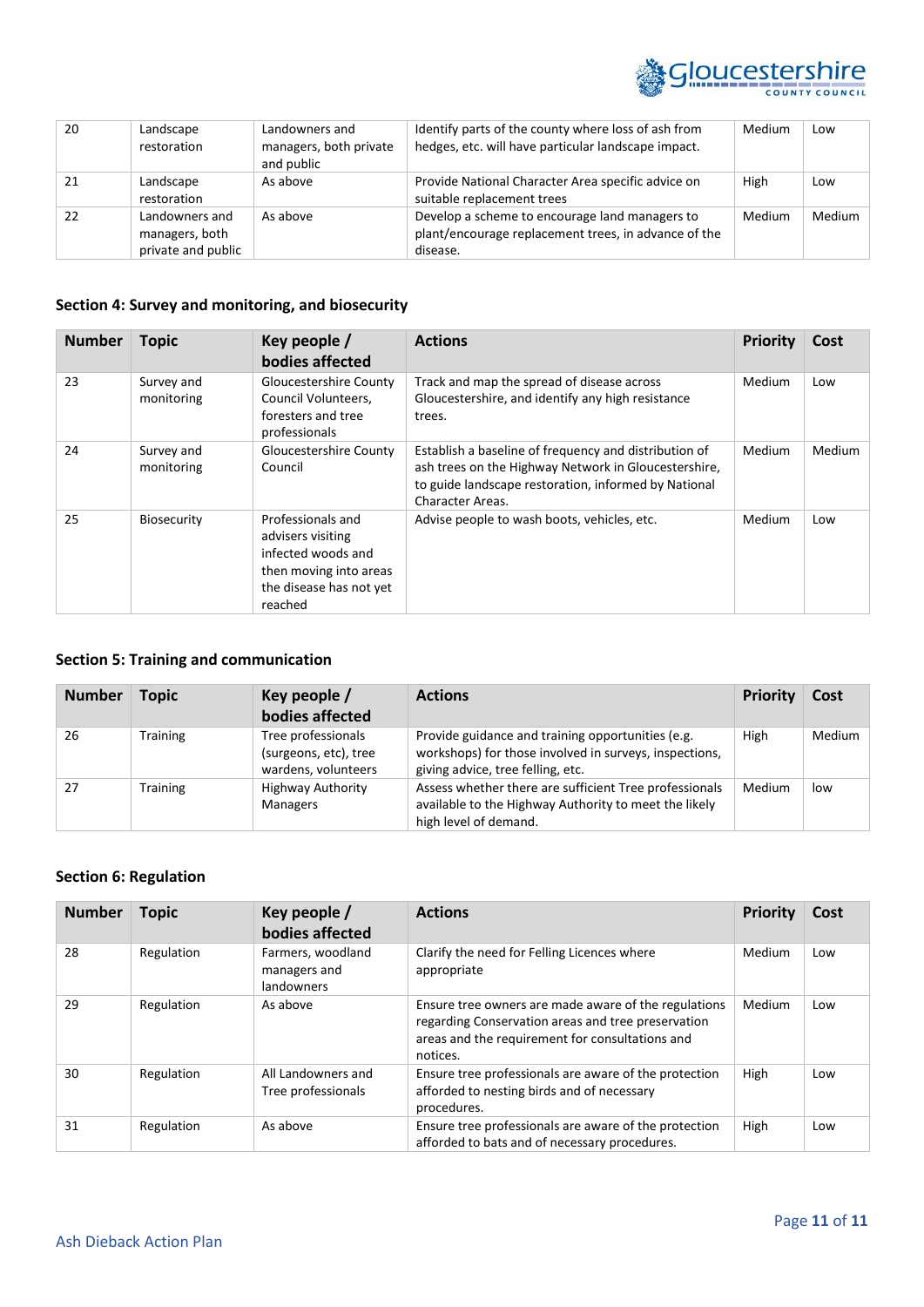| | | | | | |
|---|---|---|---|---|---|
| 20 | Landscape restoration | Landowners and managers, both private and public | Identify parts of the county where loss of ash from hedges, etc. will have particular landscape impact. | Medium | Low |
| 21 | Landscape restoration | As above | Provide National Character Area specific advice on suitable replacement trees | High | Low |
| 22 | Landowners and managers, both private and public | As above | Develop a scheme to encourage land managers to plant/encourage replacement trees, in advance of the disease. | Medium | Medium |

### Section 4: Survey and monitoring, and biosecurity

| Number | Topic | Key people / bodies affected | Actions | Priority | Cost |
|---|---|---|---|---|---|
| 23 | Survey and monitoring | Gloucestershire County Council Volunteers, foresters and tree professionals | Track and map the spread of disease across Gloucestershire, and identify any high resistance trees. | Medium | Low |
| 24 | Survey and monitoring | Gloucestershire County Council | Establish a baseline of frequency and distribution of ash trees on the Highway Network in Gloucestershire, to guide landscape restoration, informed by National Character Areas. | Medium | Medium |
| 25 | Biosecurity | Professionals and advisers visiting infected woods and then moving into areas the disease has not yet reached | Advise people to wash boots, vehicles, etc. | Medium | Low |

### Section 5: Training and communication

| Number | Topic | Key people / bodies affected | Actions | Priority | Cost |
|---|---|---|---|---|---|
| 26 | Training | Tree professionals (surgeons, etc), tree wardens, volunteers | Provide guidance and training opportunities (e.g. workshops) for those involved in surveys, inspections, giving advice, tree felling, etc. | High | Medium |
| 27 | Training | Highway Authority Managers | Assess whether there are sufficient Tree professionals available to the Highway Authority to meet the likely high level of demand. | Medium | low |

### Section 6: Regulation

| Number | Topic | Key people / bodies affected | Actions | Priority | Cost |
|---|---|---|---|---|---|
| 28 | Regulation | Farmers, woodland managers and landowners | Clarify the need for Felling Licences where appropriate | Medium | Low |
| 29 | Regulation | As above | Ensure tree owners are made aware of the regulations regarding Conservation areas and tree preservation areas and the requirement for consultations and notices. | Medium | Low |
| 30 | Regulation | All Landowners and Tree professionals | Ensure tree professionals are aware of the protection afforded to nesting birds and of necessary procedures. | High | Low |
| 31 | Regulation | As above | Ensure tree professionals are aware of the protection afforded to bats and of necessary procedures. | High | Low |